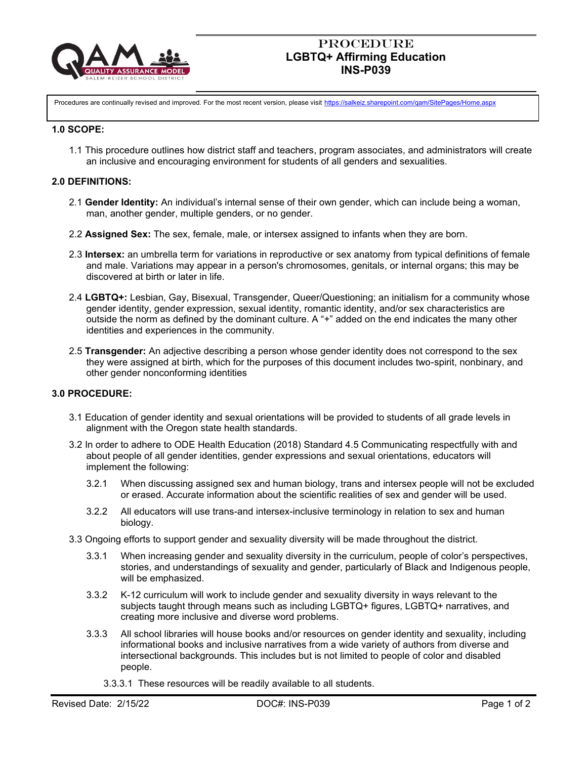# PROCEDURE
# LGBTQ+ Affirming Education
# INS-P039

Procedures are continually revised and improved. For the most recent version, please visit https://salkeiz.sharepoint.com/qam/SitePages/Home.aspx

## 1.0 SCOPE:

1.1 This procedure outlines how district staff and teachers, program associates, and administrators will create an inclusive and encouraging environment for students of all genders and sexualities.

## 2.0 DEFINITIONS:

2.1 **Gender Identity:** An individual's internal sense of their own gender, which can include being a woman, man, another gender, multiple genders, or no gender.

2.2 **Assigned Sex:** The sex, female, male, or intersex assigned to infants when they are born.

2.3 **Intersex:** an umbrella term for variations in reproductive or sex anatomy from typical definitions of female and male. Variations may appear in a person's chromosomes, genitals, or internal organs; this may be discovered at birth or later in life.

2.4 **LGBTQ+:** Lesbian, Gay, Bisexual, Transgender, Queer/Questioning; an initialism for a community whose gender identity, gender expression, sexual identity, romantic identity, and/or sex characteristics are outside the norm as defined by the dominant culture. A "+" added on the end indicates the many other identities and experiences in the community.

2.5 **Transgender:** An adjective describing a person whose gender identity does not correspond to the sex they were assigned at birth, which for the purposes of this document includes two-spirit, nonbinary, and other gender nonconforming identities

## 3.0 PROCEDURE:

3.1 Education of gender identity and sexual orientations will be provided to students of all grade levels in alignment with the Oregon state health standards.

3.2 In order to adhere to ODE Health Education (2018) Standard 4.5 Communicating respectfully with and about people of all gender identities, gender expressions and sexual orientations, educators will implement the following:

- 3.2.1 When discussing assigned sex and human biology, trans and intersex people will not be excluded or erased. Accurate information about the scientific realities of sex and gender will be used.
- 3.2.2 All educators will use trans-and intersex-inclusive terminology in relation to sex and human biology.

3.3 Ongoing efforts to support gender and sexuality diversity will be made throughout the district.

- 3.3.1 When increasing gender and sexuality diversity in the curriculum, people of color's perspectives, stories, and understandings of sexuality and gender, particularly of Black and Indigenous people, will be emphasized.
- 3.3.2 K-12 curriculum will work to include gender and sexuality diversity in ways relevant to the subjects taught through means such as including LGBTQ+ figures, LGBTQ+ narratives, and creating more inclusive and diverse word problems.
- 3.3.3 All school libraries will house books and/or resources on gender identity and sexuality, including informational books and inclusive narratives from a wide variety of authors from diverse and intersectional backgrounds. This includes but is not limited to people of color and disabled people.
  - 3.3.3.1 These resources will be readily available to all students.

Revised Date: 2/15/22 DOC#: INS-P039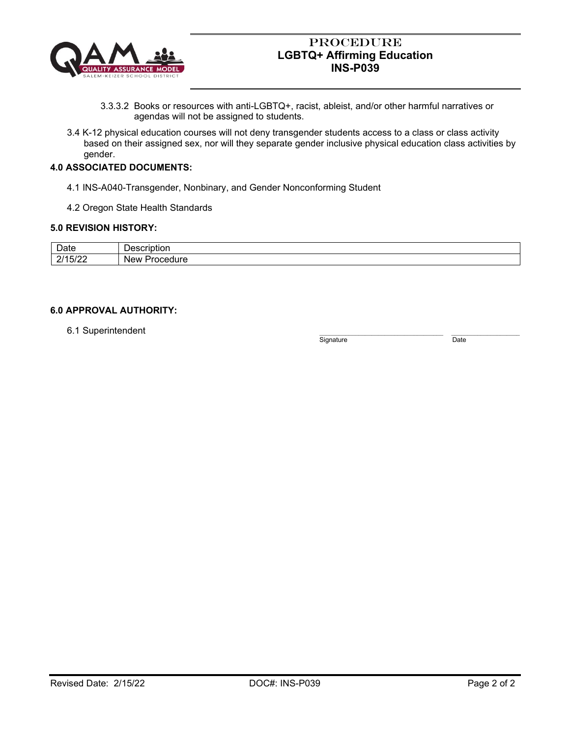3.3.3.2 Books or resources with anti-LGBTQ+, racist, ableist, and/or other harmful narratives or agendas will not be assigned to students.

3.4 K-12 physical education courses will not deny transgender students access to a class or class activity based on their assigned sex, nor will they separate gender inclusive physical education class activities by gender.

**4.0 ASSOCIATED DOCUMENTS:**

4.1 INS-A040-Transgender, Nonbinary, and Gender Nonconforming Student

4.2 Oregon State Health Standards

**5.0 REVISION HISTORY:**

| Date | Description |
| --- | --- |
| 2/15/22 | New Procedure |

**6.0 APPROVAL AUTHORITY:**

6.1 Superintendent

Signature ____________________ Date ____________